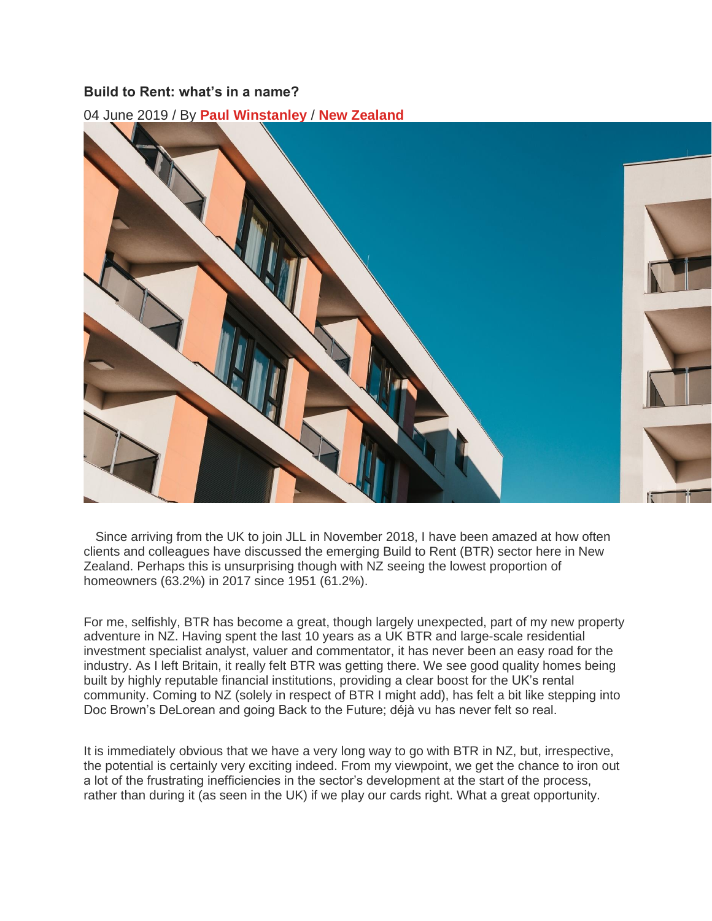## Build to Rent: what's in a name?

04 June 2019 / By **Paul Winstanley** / **New Zealand**

Since arriving from the UK to join JLL in November 2018, I have been amazed at how often clients and colleagues have discussed the emerging Build to Rent (BTR) sector here in New Zealand. Perhaps this is unsurprising though with NZ seeing the lowest proportion of homeowners (63.2%) in 2017 since 1951 (61.2%).

For me, selfishly, BTR has become a great, though largely unexpected, part of my new property adventure in NZ. Having spent the last 10 years as a UK BTR and large-scale residential investment specialist analyst, valuer and commentator, it has never been an easy road for the industry. As I left Britain, it really felt BTR was getting there. We see good quality homes being built by highly reputable financial institutions, providing a clear boost for the UK's rental community. Coming to NZ (solely in respect of BTR I might add), has felt a bit like stepping into Doc Brown's DeLorean and going Back to the Future; déjà vu has never felt so real.

It is immediately obvious that we have a very long way to go with BTR in NZ, but, irrespective, the potential is certainly very exciting indeed. From my viewpoint, we get the chance to iron out a lot of the frustrating inefficiencies in the sector's development at the start of the process, rather than during it (as seen in the UK) if we play our cards right. What a great opportunity.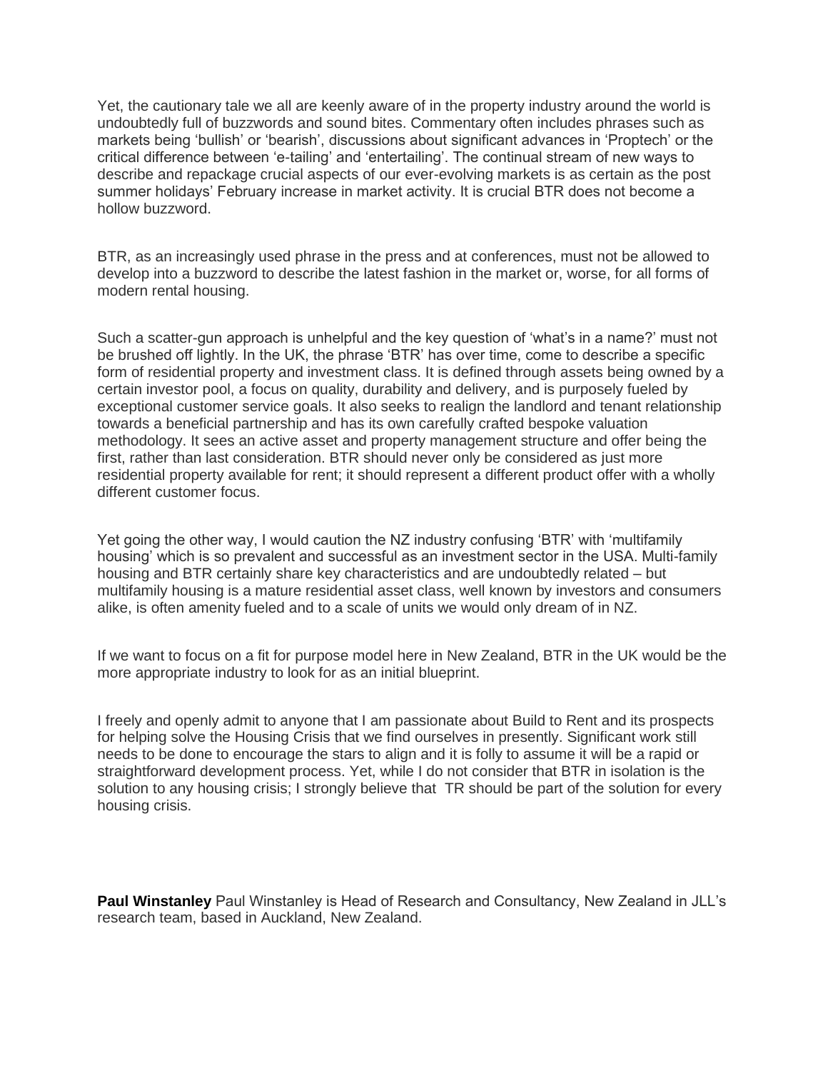Yet, the cautionary tale we all are keenly aware of in the property industry around the world is undoubtedly full of buzzwords and sound bites. Commentary often includes phrases such as markets being 'bullish' or 'bearish', discussions about significant advances in 'Proptech' or the critical difference between 'e-tailing' and 'entertailing'. The continual stream of new ways to describe and repackage crucial aspects of our ever-evolving markets is as certain as the post summer holidays' February increase in market activity. It is crucial BTR does not become a hollow buzzword.

BTR, as an increasingly used phrase in the press and at conferences, must not be allowed to develop into a buzzword to describe the latest fashion in the market or, worse, for all forms of modern rental housing.

Such a scatter-gun approach is unhelpful and the key question of 'what's in a name?' must not be brushed off lightly. In the UK, the phrase 'BTR' has over time, come to describe a specific form of residential property and investment class. It is defined through assets being owned by a certain investor pool, a focus on quality, durability and delivery, and is purposely fueled by exceptional customer service goals. It also seeks to realign the landlord and tenant relationship towards a beneficial partnership and has its own carefully crafted bespoke valuation methodology. It sees an active asset and property management structure and offer being the first, rather than last consideration. BTR should never only be considered as just more residential property available for rent; it should represent a different product offer with a wholly different customer focus.

Yet going the other way, I would caution the NZ industry confusing 'BTR' with 'multifamily housing' which is so prevalent and successful as an investment sector in the USA. Multi-family housing and BTR certainly share key characteristics and are undoubtedly related – but multifamily housing is a mature residential asset class, well known by investors and consumers alike, is often amenity fueled and to a scale of units we would only dream of in NZ.

If we want to focus on a fit for purpose model here in New Zealand, BTR in the UK would be the more appropriate industry to look for as an initial blueprint.

I freely and openly admit to anyone that I am passionate about Build to Rent and its prospects for helping solve the Housing Crisis that we find ourselves in presently. Significant work still needs to be done to encourage the stars to align and it is folly to assume it will be a rapid or straightforward development process. Yet, while I do not consider that BTR in isolation is the solution to any housing crisis; I strongly believe that TR should be part of the solution for every housing crisis.

**Paul Winstanley** Paul Winstanley is Head of Research and Consultancy, New Zealand in JLL's research team, based in Auckland, New Zealand.